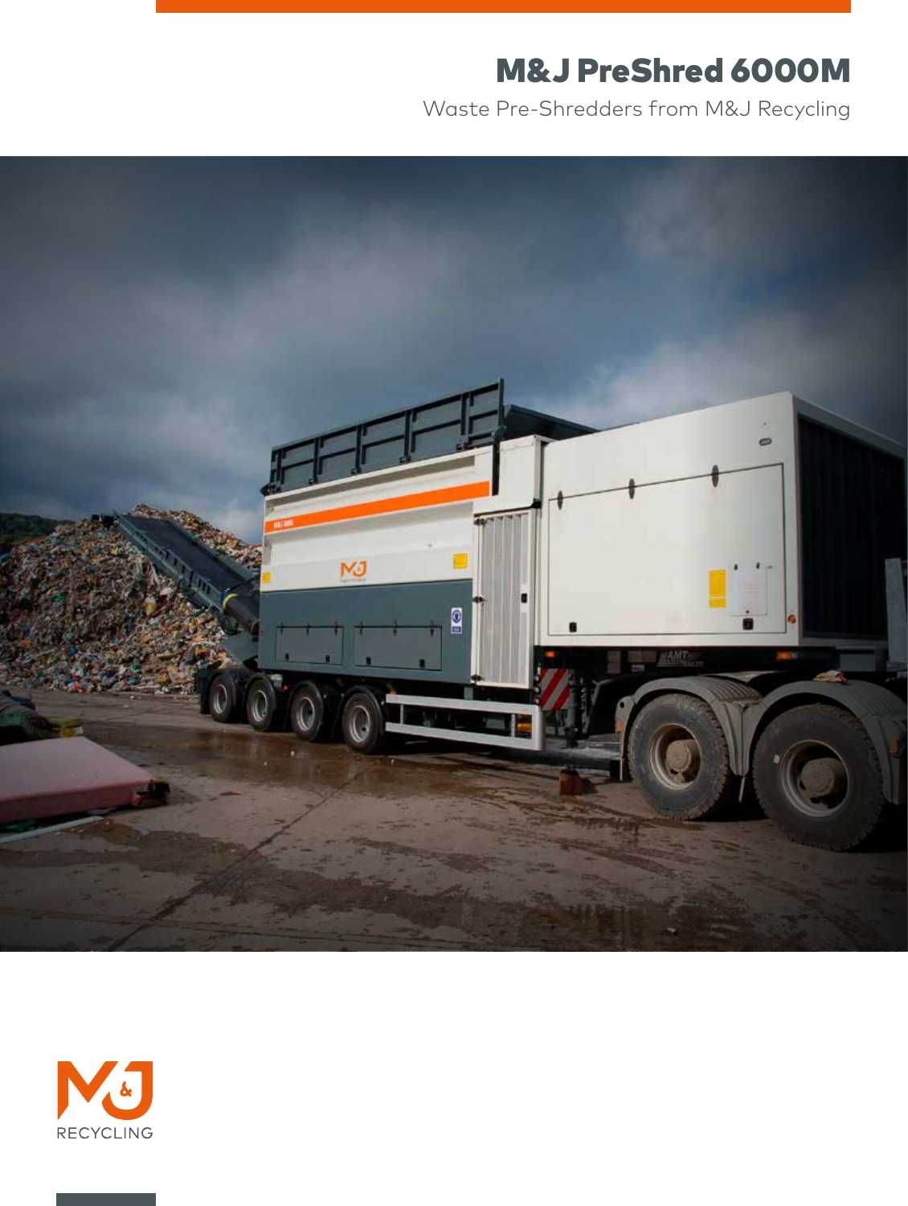# M&J PreShred 6000M

Waste Pre-Shredders from M&J Recycling

M&J RECYCLING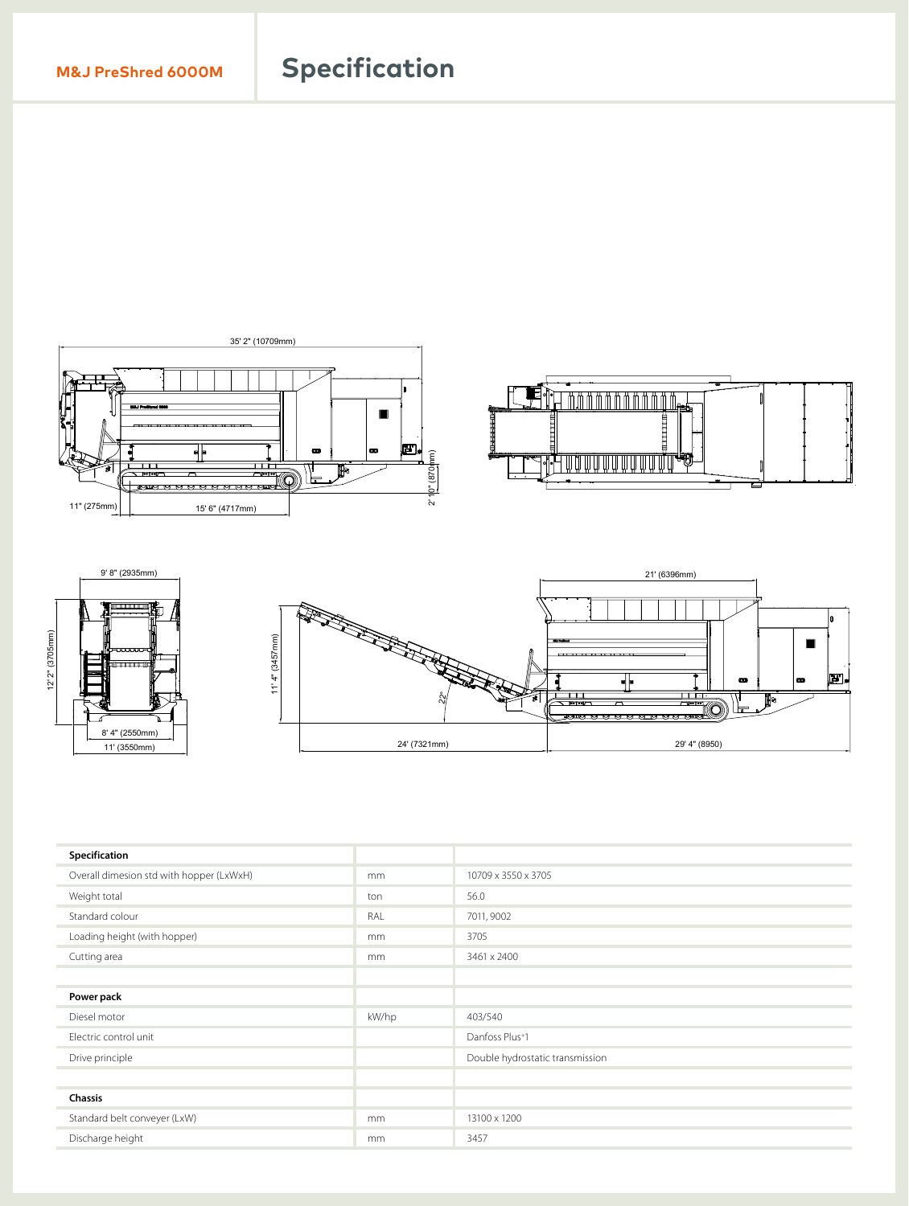**M&J PreShred 6000M**

# Specification

| Specification | | |
|---|---|---|
| Overall dimesion std with hopper (LxWxH) | mm | 10709 x 3550 x 3705 |
| Weight total | ton | 56.0 |
| Standard colour | RAL | 7011, 9002 |
| Loading height (with hopper) | mm | 3705 |
| Cutting area | mm | 3461 x 2400 |
| | | |
| **Power pack** | | |
| Diesel motor | kW/hp | 403/540 |
| Electric control unit | | Danfoss Plus+1 |
| Drive principle | | Double hydrostatic transmission |
| | | |
| **Chassis** | | |
| Standard belt conveyer (LxW) | mm | 13100 x 1200 |
| Discharge height | mm | 3457 |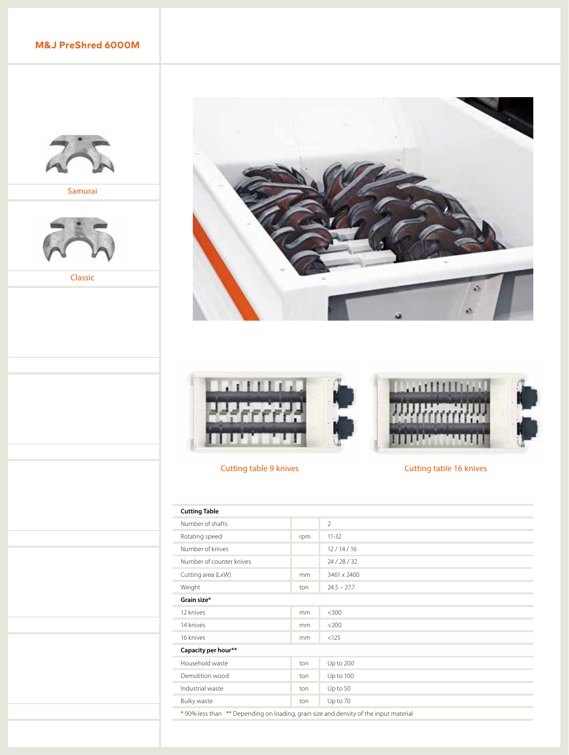# M&J PreShred 6000M

Samurai

Classic

Cutting table 9 knives

Cutting table 16 knives

| Cutting Table | | |
|---|---|---|
| Number of shafts | | 2 |
| Rotating speed | rpm | 11-32 |
| Number of knives | | 12 / 14 / 16 |
| Number of counter knives | | 24 / 28 / 32 |
| Cutting area (LxW) | mm | 3461 x 2400 |
| Weight | ton | 24.5 – 27.7 |
| **Grain size*** | | |
| 12 knives | mm | <300 |
| 14 knives | mm | <200 |
| 16 knives | mm | <125 |
| **Capacity per hour**** | | |
| Household waste | ton | Up to 200 |
| Demolition wood | ton | Up to 100 |
| Industrial waste | ton | Up to 50 |
| Bulky waste | ton | Up to 70 |

* 90% less than ** Depending on loading, grain size and density of the input material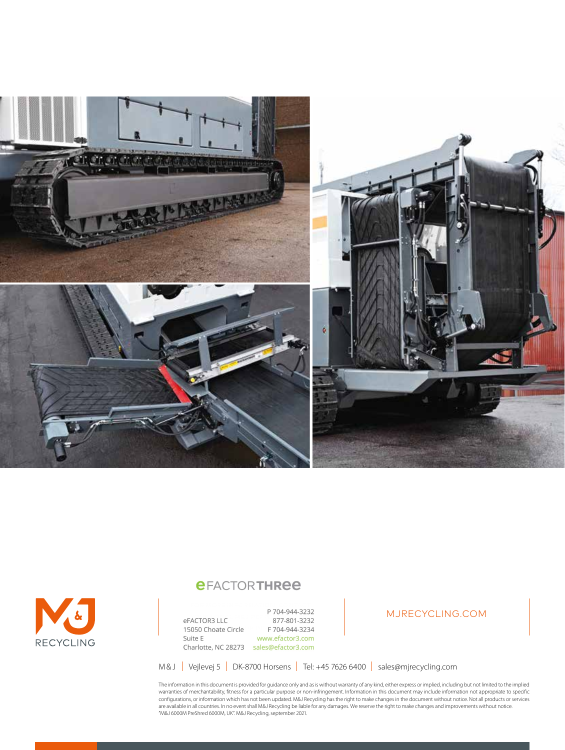eFACTORTHREE

eFACTOR3 LLC
15050 Choate Circle
Suite E
Charlotte, NC 28273

P 704-944-3232
877-801-3232
F 704-944-3234
www.efactor3.com
sales@efactor3.com

MJRECYCLING.COM

M&J RECYCLING

M&J | Vejlevej 5 | DK-8700 Horsens | Tel: +45 7626 6400 | sales@mjrecycling.com

The information in this document is provided for guidance only and as is without warranty of any kind, either express or implied, including but not limited to the implied warranties of merchantability, fitness for a particular purpose or non-infringement. Information in this document may include information not appropriate to specific configurations, or information which has not been updated. M&J Recycling has the right to make changes in the document without notice. Not all products or services are available in all countries. In no event shall M&J Recycling be liable for any damages. We reserve the right to make changes and improvements without notice. "M&J 6000M PreShred 6000M, UK". M&J Recycling, september 2021.